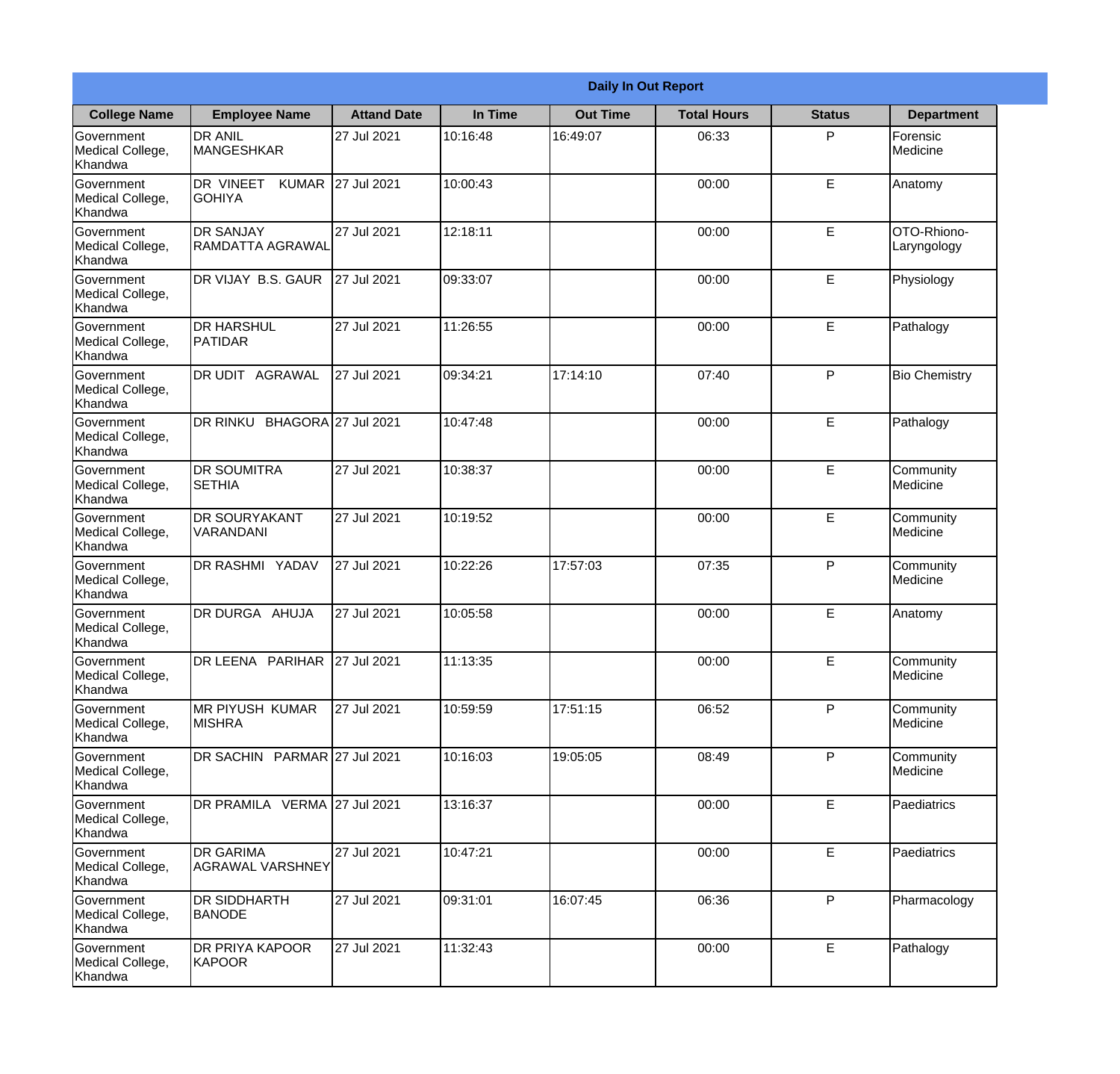| Daily In Out Report | | | | | | | |
|---|---|---|---|---|---|---|---|
| **College Name** | **Employee Name** | **Attand Date** | **In Time** | **Out Time** | **Total Hours** | **Status** | **Department** |
| Government Medical College, Khandwa | DR ANIL MANGESHKAR | 27 Jul 2021 | 10:16:48 | 16:49:07 | 06:33 | P | Forensic Medicine |
| Government Medical College, Khandwa | DR VINEET KUMAR GOHIYA | 27 Jul 2021 | 10:00:43 | | 00:00 | E | Anatomy |
| Government Medical College, Khandwa | DR SANJAY RAMDATTA AGRAWAL | 27 Jul 2021 | 12:18:11 | | 00:00 | E | OTO-Rhiono-Laryngology |
| Government Medical College, Khandwa | DR VIJAY B.S. GAUR | 27 Jul 2021 | 09:33:07 | | 00:00 | E | Physiology |
| Government Medical College, Khandwa | DR HARSHUL PATIDAR | 27 Jul 2021 | 11:26:55 | | 00:00 | E | Pathalogy |
| Government Medical College, Khandwa | DR UDIT AGRAWAL | 27 Jul 2021 | 09:34:21 | 17:14:10 | 07:40 | P | Bio Chemistry |
| Government Medical College, Khandwa | DR RINKU BHAGORA | 27 Jul 2021 | 10:47:48 | | 00:00 | E | Pathalogy |
| Government Medical College, Khandwa | DR SOUMITRA SETHIA | 27 Jul 2021 | 10:38:37 | | 00:00 | E | Community Medicine |
| Government Medical College, Khandwa | DR SOURYAKANT VARANDANI | 27 Jul 2021 | 10:19:52 | | 00:00 | E | Community Medicine |
| Government Medical College, Khandwa | DR RASHMI YADAV | 27 Jul 2021 | 10:22:26 | 17:57:03 | 07:35 | P | Community Medicine |
| Government Medical College, Khandwa | DR DURGA AHUJA | 27 Jul 2021 | 10:05:58 | | 00:00 | E | Anatomy |
| Government Medical College, Khandwa | DR LEENA PARIHAR | 27 Jul 2021 | 11:13:35 | | 00:00 | E | Community Medicine |
| Government Medical College, Khandwa | MR PIYUSH KUMAR MISHRA | 27 Jul 2021 | 10:59:59 | 17:51:15 | 06:52 | P | Community Medicine |
| Government Medical College, Khandwa | DR SACHIN PARMAR | 27 Jul 2021 | 10:16:03 | 19:05:05 | 08:49 | P | Community Medicine |
| Government Medical College, Khandwa | DR PRAMILA VERMA | 27 Jul 2021 | 13:16:37 | | 00:00 | E | Paediatrics |
| Government Medical College, Khandwa | DR GARIMA AGRAWAL VARSHNEY | 27 Jul 2021 | 10:47:21 | | 00:00 | E | Paediatrics |
| Government Medical College, Khandwa | DR SIDDHARTH BANODE | 27 Jul 2021 | 09:31:01 | 16:07:45 | 06:36 | P | Pharmacology |
| Government Medical College, Khandwa | DR PRIYA KAPOOR KAPOOR | 27 Jul 2021 | 11:32:43 | | 00:00 | E | Pathalogy |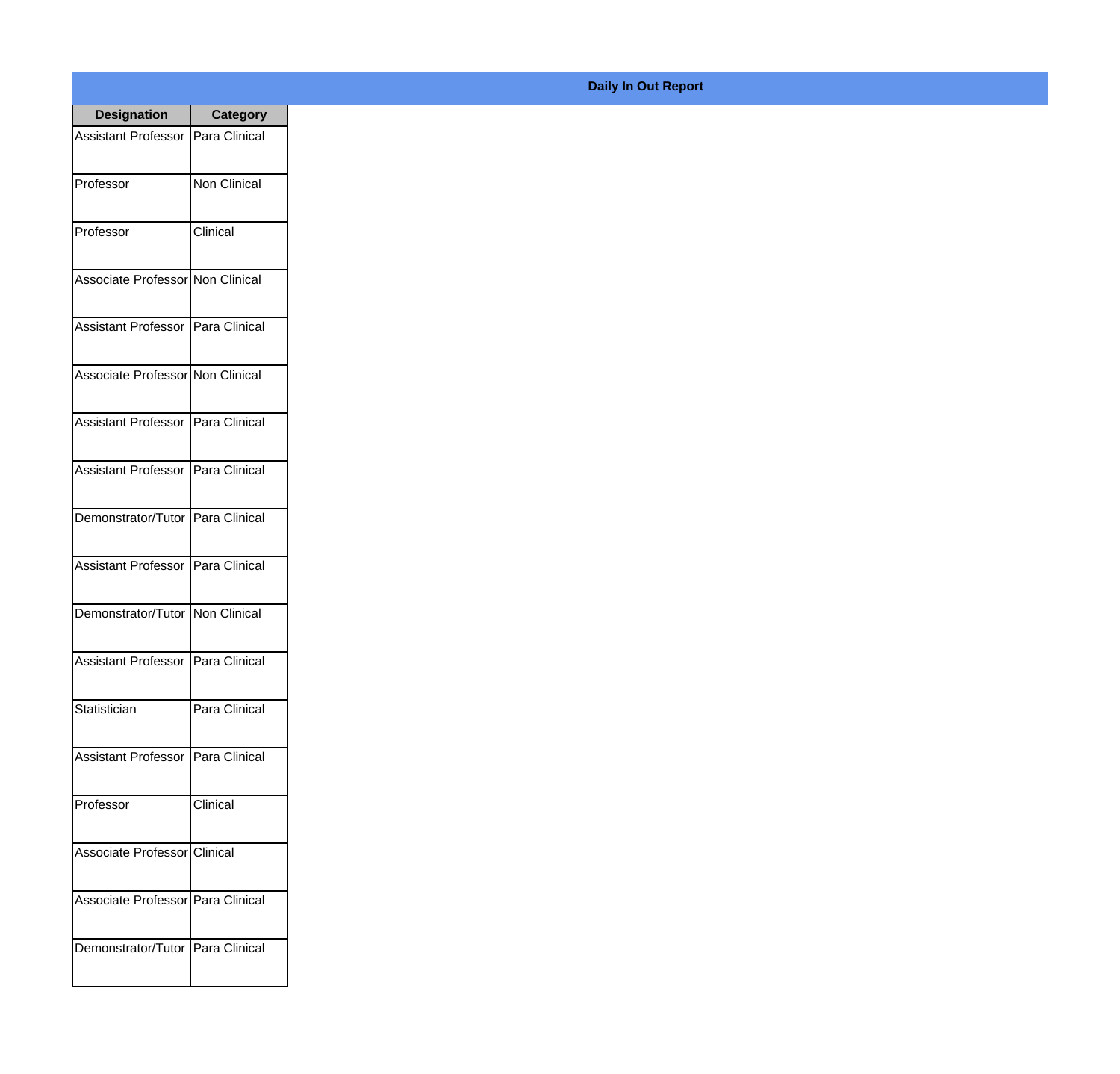**Daily In Out Report**

| Designation | Category |
| --- | --- |
| Assistant Professor | Para Clinical |
| Professor | Non Clinical |
| Professor | Clinical |
| Associate Professor | Non Clinical |
| Assistant Professor | Para Clinical |
| Associate Professor | Non Clinical |
| Assistant Professor | Para Clinical |
| Assistant Professor | Para Clinical |
| Demonstrator/Tutor | Para Clinical |
| Assistant Professor | Para Clinical |
| Demonstrator/Tutor | Non Clinical |
| Assistant Professor | Para Clinical |
| Statistician | Para Clinical |
| Assistant Professor | Para Clinical |
| Professor | Clinical |
| Associate Professor | Clinical |
| Associate Professor | Para Clinical |
| Demonstrator/Tutor | Para Clinical |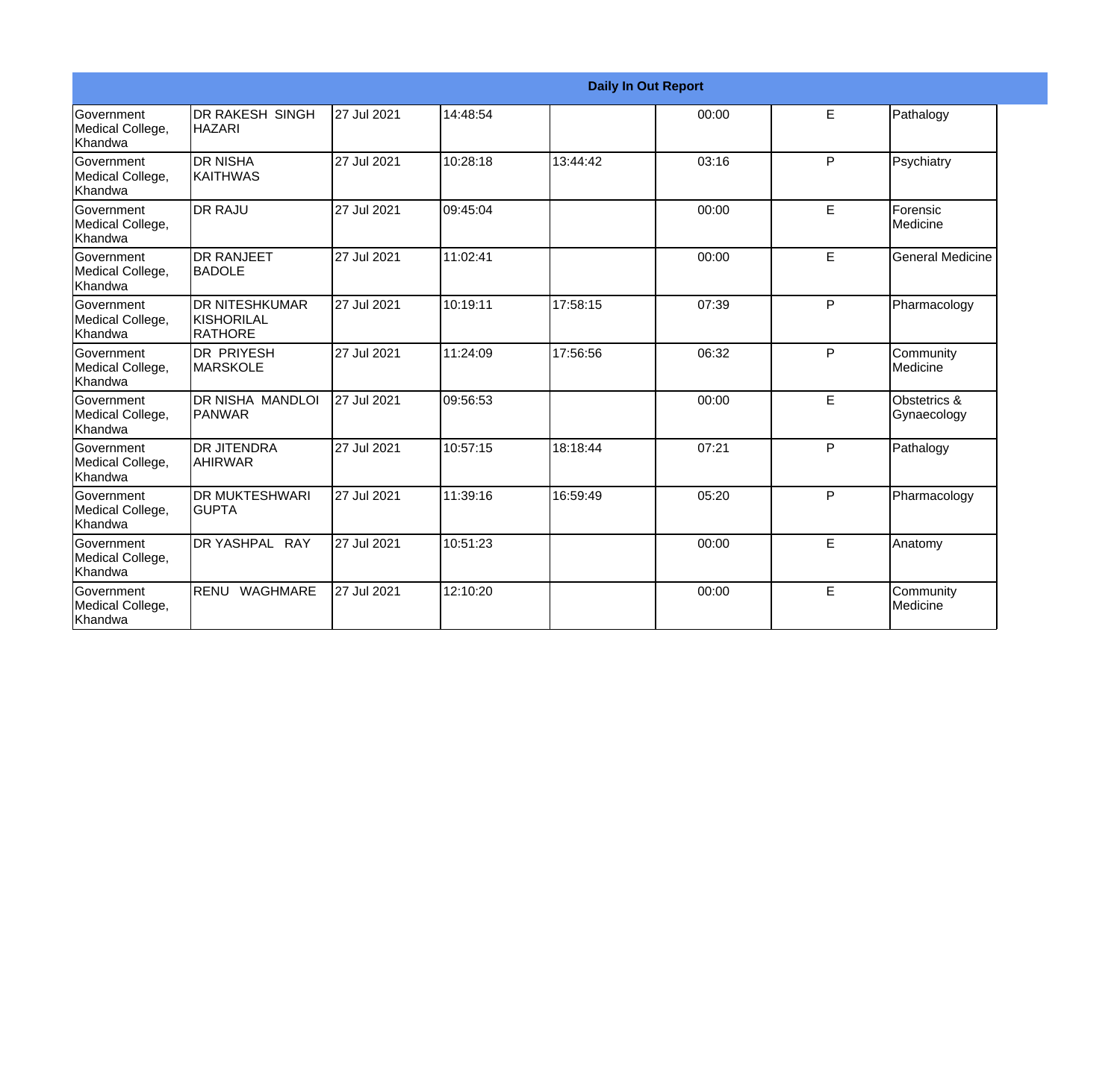| Daily In Out Report | | | | | | | |
|---|---|---|---|---|---|---|---|
| Government Medical College, Khandwa | DR RAKESH SINGH HAZARI | 27 Jul 2021 | 14:48:54 | | 00:00 | E | Pathalogy |
| Government Medical College, Khandwa | DR NISHA KAITHWAS | 27 Jul 2021 | 10:28:18 | 13:44:42 | 03:16 | P | Psychiatry |
| Government Medical College, Khandwa | DR RAJU | 27 Jul 2021 | 09:45:04 | | 00:00 | E | Forensic Medicine |
| Government Medical College, Khandwa | DR RANJEET BADOLE | 27 Jul 2021 | 11:02:41 | | 00:00 | E | General Medicine |
| Government Medical College, Khandwa | DR NITESHKUMAR KISHORILAL RATHORE | 27 Jul 2021 | 10:19:11 | 17:58:15 | 07:39 | P | Pharmacology |
| Government Medical College, Khandwa | DR PRIYESH MARSKOLE | 27 Jul 2021 | 11:24:09 | 17:56:56 | 06:32 | P | Community Medicine |
| Government Medical College, Khandwa | DR NISHA MANDLOI PANWAR | 27 Jul 2021 | 09:56:53 | | 00:00 | E | Obstetrics & Gynaecology |
| Government Medical College, Khandwa | DR JITENDRA AHIRWAR | 27 Jul 2021 | 10:57:15 | 18:18:44 | 07:21 | P | Pathalogy |
| Government Medical College, Khandwa | DR MUKTESHWARI GUPTA | 27 Jul 2021 | 11:39:16 | 16:59:49 | 05:20 | P | Pharmacology |
| Government Medical College, Khandwa | DR YASHPAL RAY | 27 Jul 2021 | 10:51:23 | | 00:00 | E | Anatomy |
| Government Medical College, Khandwa | RENU WAGHMARE | 27 Jul 2021 | 12:10:20 | | 00:00 | E | Community Medicine |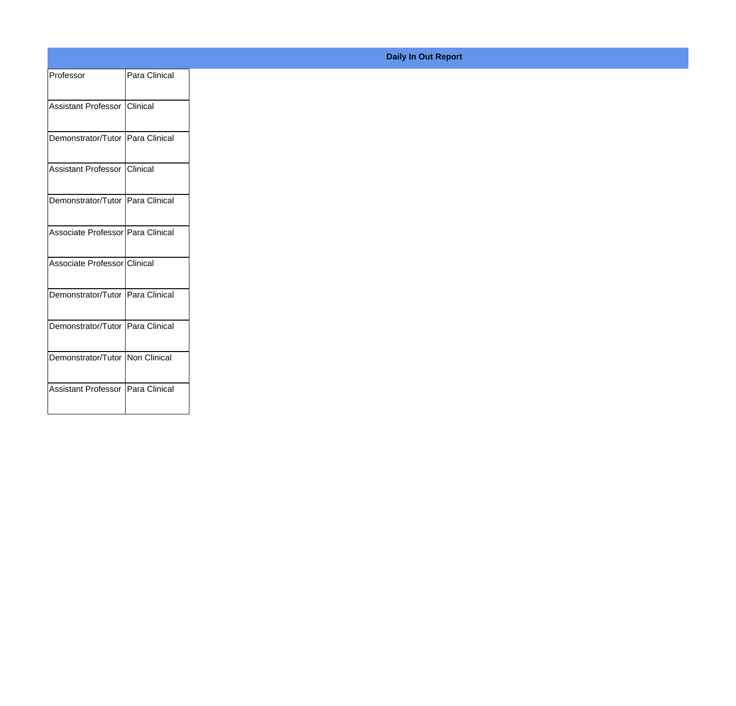**Daily In Out Report**

| | |
|---|---|
| Professor | Para Clinical |
| Assistant Professor | Clinical |
| Demonstrator/Tutor | Para Clinical |
| Assistant Professor | Clinical |
| Demonstrator/Tutor | Para Clinical |
| Associate Professor | Para Clinical |
| Associate Professor | Clinical |
| Demonstrator/Tutor | Para Clinical |
| Demonstrator/Tutor | Para Clinical |
| Demonstrator/Tutor | Non Clinical |
| Assistant Professor | Para Clinical |